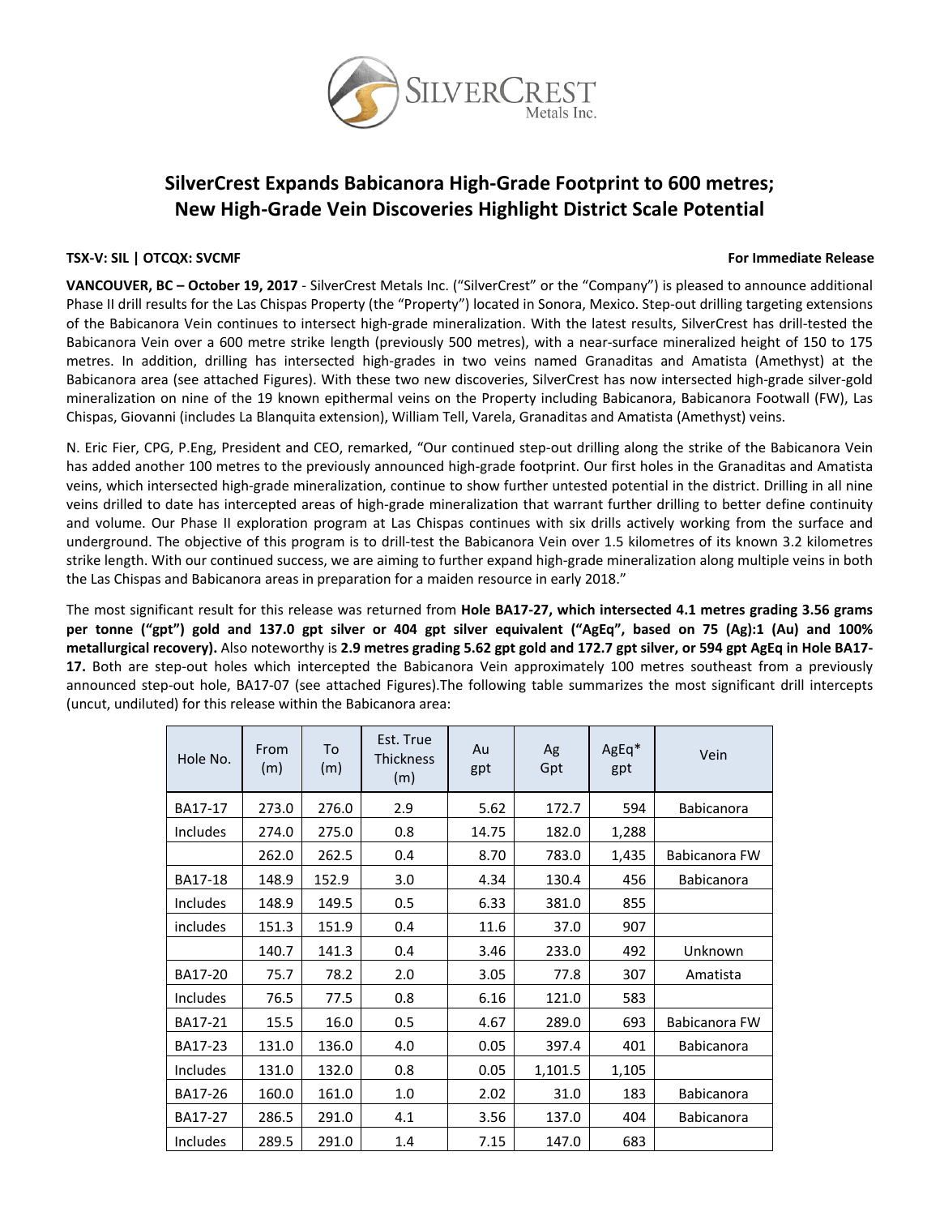# SilverCrest Expands Babicanora High-Grade Footprint to 600 metres; New High-Grade Vein Discoveries Highlight District Scale Potential

**TSX-V: SIL | OTCQX: SVCMF** **For Immediate Release**

**VANCOUVER, BC – October 19, 2017** - SilverCrest Metals Inc. ("SilverCrest" or the "Company") is pleased to announce additional Phase II drill results for the Las Chispas Property (the "Property") located in Sonora, Mexico. Step-out drilling targeting extensions of the Babicanora Vein continues to intersect high-grade mineralization. With the latest results, SilverCrest has drill-tested the Babicanora Vein over a 600 metre strike length (previously 500 metres), with a near-surface mineralized height of 150 to 175 metres. In addition, drilling has intersected high-grades in two veins named Granaditas and Amatista (Amethyst) at the Babicanora area (see attached Figures). With these two new discoveries, SilverCrest has now intersected high-grade silver-gold mineralization on nine of the 19 known epithermal veins on the Property including Babicanora, Babicanora Footwall (FW), Las Chispas, Giovanni (includes La Blanquita extension), William Tell, Varela, Granaditas and Amatista (Amethyst) veins.

N. Eric Fier, CPG, P.Eng, President and CEO, remarked, "Our continued step-out drilling along the strike of the Babicanora Vein has added another 100 metres to the previously announced high-grade footprint. Our first holes in the Granaditas and Amatista veins, which intersected high-grade mineralization, continue to show further untested potential in the district. Drilling in all nine veins drilled to date has intercepted areas of high-grade mineralization that warrant further drilling to better define continuity and volume. Our Phase II exploration program at Las Chispas continues with six drills actively working from the surface and underground. The objective of this program is to drill-test the Babicanora Vein over 1.5 kilometres of its known 3.2 kilometres strike length. With our continued success, we are aiming to further expand high-grade mineralization along multiple veins in both the Las Chispas and Babicanora areas in preparation for a maiden resource in early 2018."

The most significant result for this release was returned from **Hole BA17-27, which intersected 4.1 metres grading 3.56 grams per tonne ("gpt") gold and 137.0 gpt silver or 404 gpt silver equivalent ("AgEq", based on 75 (Ag):1 (Au) and 100% metallurgical recovery).** Also noteworthy is **2.9 metres grading 5.62 gpt gold and 172.7 gpt silver, or 594 gpt AgEq in Hole BA17-17.** Both are step-out holes which intercepted the Babicanora Vein approximately 100 metres southeast from a previously announced step-out hole, BA17-07 (see attached Figures).The following table summarizes the most significant drill intercepts (uncut, undiluted) for this release within the Babicanora area:

| Hole No. | From (m) | To (m) | Est. True Thickness (m) | Au gpt | Ag Gpt | AgEq* gpt | Vein |
|---|---|---|---|---|---|---|---|
| BA17-17 | 273.0 | 276.0 | 2.9 | 5.62 | 172.7 | 594 | Babicanora |
| Includes | 274.0 | 275.0 | 0.8 | 14.75 | 182.0 | 1,288 | |
| | 262.0 | 262.5 | 0.4 | 8.70 | 783.0 | 1,435 | Babicanora FW |
| BA17-18 | 148.9 | 152.9 | 3.0 | 4.34 | 130.4 | 456 | Babicanora |
| Includes | 148.9 | 149.5 | 0.5 | 6.33 | 381.0 | 855 | |
| includes | 151.3 | 151.9 | 0.4 | 11.6 | 37.0 | 907 | |
| | 140.7 | 141.3 | 0.4 | 3.46 | 233.0 | 492 | Unknown |
| BA17-20 | 75.7 | 78.2 | 2.0 | 3.05 | 77.8 | 307 | Amatista |
| Includes | 76.5 | 77.5 | 0.8 | 6.16 | 121.0 | 583 | |
| BA17-21 | 15.5 | 16.0 | 0.5 | 4.67 | 289.0 | 693 | Babicanora FW |
| BA17-23 | 131.0 | 136.0 | 4.0 | 0.05 | 397.4 | 401 | Babicanora |
| Includes | 131.0 | 132.0 | 0.8 | 0.05 | 1,101.5 | 1,105 | |
| BA17-26 | 160.0 | 161.0 | 1.0 | 2.02 | 31.0 | 183 | Babicanora |
| BA17-27 | 286.5 | 291.0 | 4.1 | 3.56 | 137.0 | 404 | Babicanora |
| Includes | 289.5 | 291.0 | 1.4 | 7.15 | 147.0 | 683 | |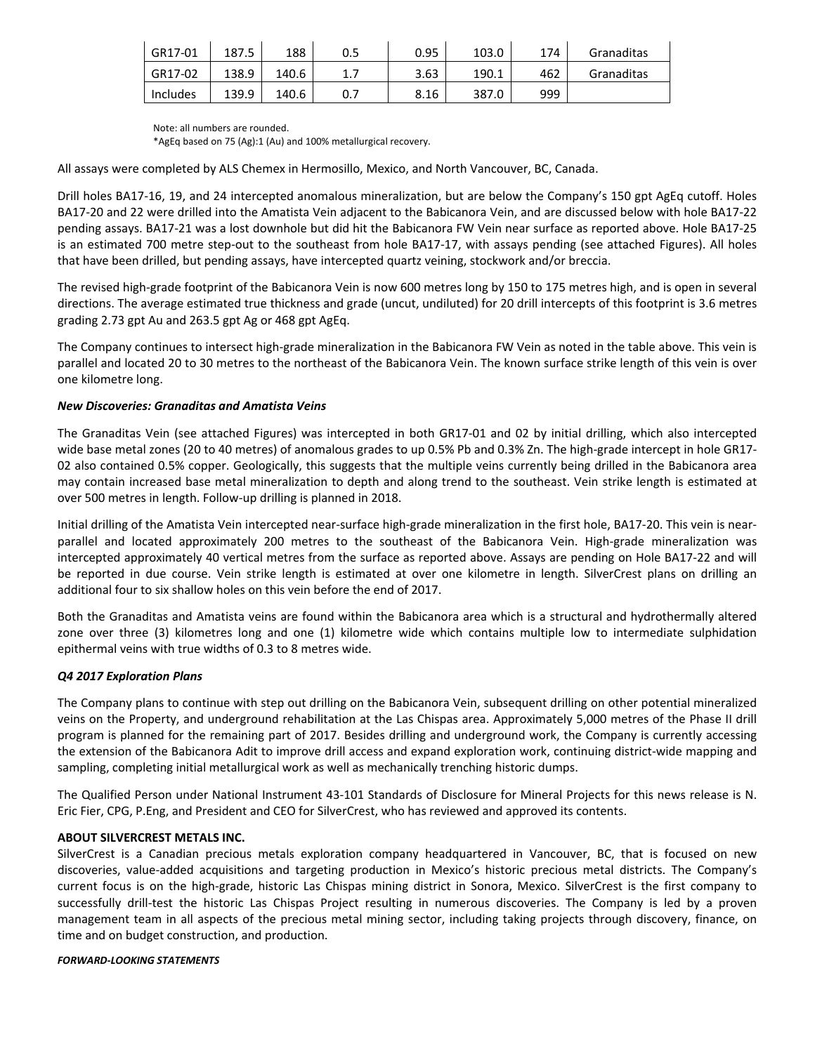| GR17-01 | 187.5 | 188 | 0.5 | 0.95 | 103.0 | 174 | Granaditas |
|---|---|---|---|---|---|---|---|
| GR17-02 | 138.9 | 140.6 | 1.7 | 3.63 | 190.1 | 462 | Granaditas |
| Includes | 139.9 | 140.6 | 0.7 | 8.16 | 387.0 | 999 | |

Note: all numbers are rounded.
*AgEq based on 75 (Ag):1 (Au) and 100% metallurgical recovery.

All assays were completed by ALS Chemex in Hermosillo, Mexico, and North Vancouver, BC, Canada.

Drill holes BA17-16, 19, and 24 intercepted anomalous mineralization, but are below the Company's 150 gpt AgEq cutoff. Holes BA17-20 and 22 were drilled into the Amatista Vein adjacent to the Babicanora Vein, and are discussed below with hole BA17-22 pending assays. BA17-21 was a lost downhole but did hit the Babicanora FW Vein near surface as reported above. Hole BA17-25 is an estimated 700 metre step-out to the southeast from hole BA17-17, with assays pending (see attached Figures). All holes that have been drilled, but pending assays, have intercepted quartz veining, stockwork and/or breccia.

The revised high-grade footprint of the Babicanora Vein is now 600 metres long by 150 to 175 metres high, and is open in several directions. The average estimated true thickness and grade (uncut, undiluted) for 20 drill intercepts of this footprint is 3.6 metres grading 2.73 gpt Au and 263.5 gpt Ag or 468 gpt AgEq.

The Company continues to intersect high-grade mineralization in the Babicanora FW Vein as noted in the table above. This vein is parallel and located 20 to 30 metres to the northeast of the Babicanora Vein. The known surface strike length of this vein is over one kilometre long.

***New Discoveries: Granaditas and Amatista Veins***

The Granaditas Vein (see attached Figures) was intercepted in both GR17-01 and 02 by initial drilling, which also intercepted wide base metal zones (20 to 40 metres) of anomalous grades to up 0.5% Pb and 0.3% Zn. The high-grade intercept in hole GR17-02 also contained 0.5% copper. Geologically, this suggests that the multiple veins currently being drilled in the Babicanora area may contain increased base metal mineralization to depth and along trend to the southeast. Vein strike length is estimated at over 500 metres in length. Follow-up drilling is planned in 2018.

Initial drilling of the Amatista Vein intercepted near-surface high-grade mineralization in the first hole, BA17-20. This vein is near-parallel and located approximately 200 metres to the southeast of the Babicanora Vein. High-grade mineralization was intercepted approximately 40 vertical metres from the surface as reported above. Assays are pending on Hole BA17-22 and will be reported in due course. Vein strike length is estimated at over one kilometre in length. SilverCrest plans on drilling an additional four to six shallow holes on this vein before the end of 2017.

Both the Granaditas and Amatista veins are found within the Babicanora area which is a structural and hydrothermally altered zone over three (3) kilometres long and one (1) kilometre wide which contains multiple low to intermediate sulphidation epithermal veins with true widths of 0.3 to 8 metres wide.

***Q4 2017 Exploration Plans***

The Company plans to continue with step out drilling on the Babicanora Vein, subsequent drilling on other potential mineralized veins on the Property, and underground rehabilitation at the Las Chispas area. Approximately 5,000 metres of the Phase II drill program is planned for the remaining part of 2017. Besides drilling and underground work, the Company is currently accessing the extension of the Babicanora Adit to improve drill access and expand exploration work, continuing district-wide mapping and sampling, completing initial metallurgical work as well as mechanically trenching historic dumps.

The Qualified Person under National Instrument 43-101 Standards of Disclosure for Mineral Projects for this news release is N. Eric Fier, CPG, P.Eng, and President and CEO for SilverCrest, who has reviewed and approved its contents.

**ABOUT SILVERCREST METALS INC.**

SilverCrest is a Canadian precious metals exploration company headquartered in Vancouver, BC, that is focused on new discoveries, value-added acquisitions and targeting production in Mexico's historic precious metal districts. The Company's current focus is on the high-grade, historic Las Chispas mining district in Sonora, Mexico. SilverCrest is the first company to successfully drill-test the historic Las Chispas Project resulting in numerous discoveries. The Company is led by a proven management team in all aspects of the precious metal mining sector, including taking projects through discovery, finance, on time and on budget construction, and production.

***FORWARD-LOOKING STATEMENTS***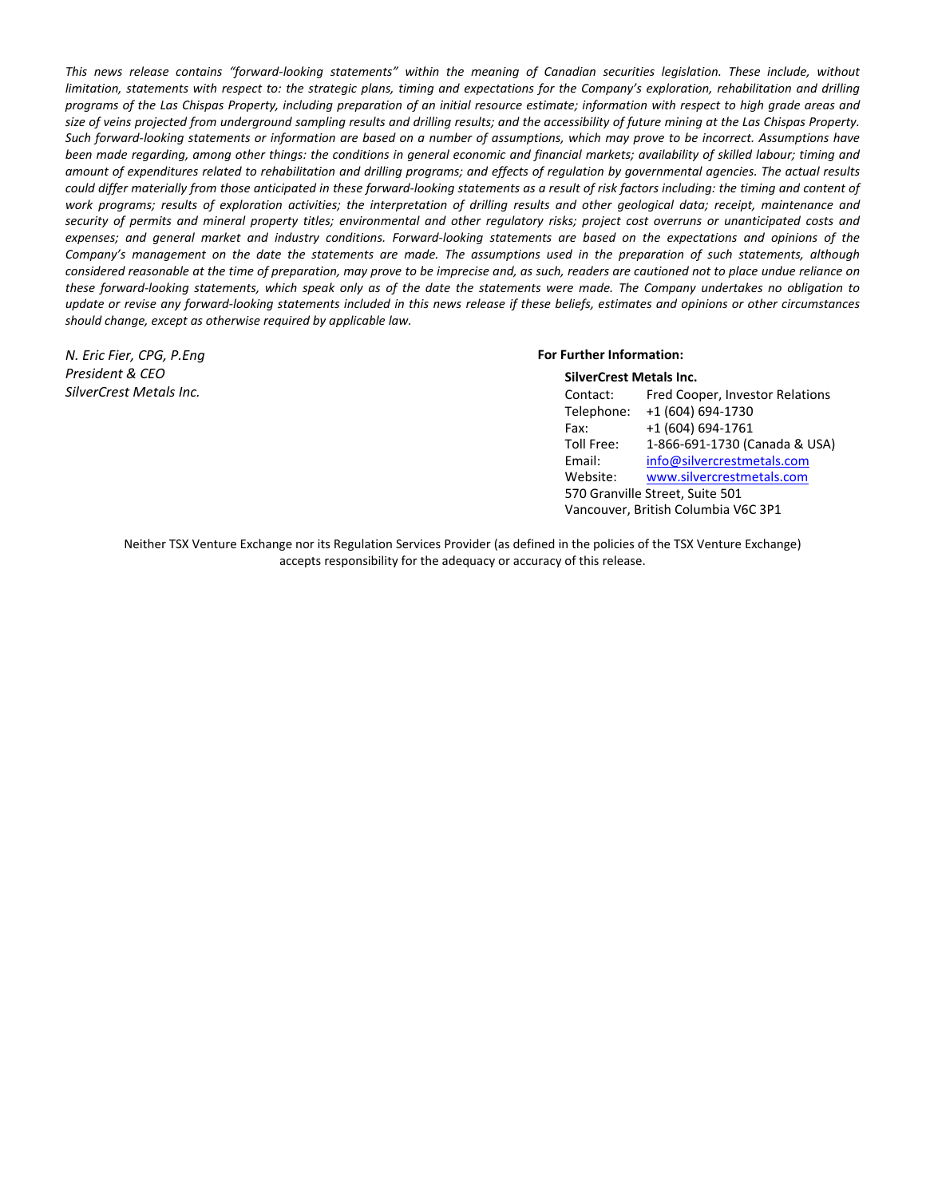*This news release contains "forward-looking statements" within the meaning of Canadian securities legislation. These include, without limitation, statements with respect to: the strategic plans, timing and expectations for the Company's exploration, rehabilitation and drilling programs of the Las Chispas Property, including preparation of an initial resource estimate; information with respect to high grade areas and size of veins projected from underground sampling results and drilling results; and the accessibility of future mining at the Las Chispas Property. Such forward-looking statements or information are based on a number of assumptions, which may prove to be incorrect. Assumptions have been made regarding, among other things: the conditions in general economic and financial markets; availability of skilled labour; timing and amount of expenditures related to rehabilitation and drilling programs; and effects of regulation by governmental agencies. The actual results could differ materially from those anticipated in these forward-looking statements as a result of risk factors including: the timing and content of work programs; results of exploration activities; the interpretation of drilling results and other geological data; receipt, maintenance and security of permits and mineral property titles; environmental and other regulatory risks; project cost overruns or unanticipated costs and expenses; and general market and industry conditions. Forward-looking statements are based on the expectations and opinions of the Company's management on the date the statements are made. The assumptions used in the preparation of such statements, although considered reasonable at the time of preparation, may prove to be imprecise and, as such, readers are cautioned not to place undue reliance on these forward-looking statements, which speak only as of the date the statements were made. The Company undertakes no obligation to update or revise any forward-looking statements included in this news release if these beliefs, estimates and opinions or other circumstances should change, except as otherwise required by applicable law.*

*N. Eric Fier, CPG, P.Eng*
*President & CEO*
*SilverCrest Metals Inc.*

**For Further Information:**

**SilverCrest Metals Inc.**

Contact: Fred Cooper, Investor Relations
Telephone: +1 (604) 694-1730
Fax: +1 (604) 694-1761
Toll Free: 1-866-691-1730 (Canada & USA)
Email: info@silvercrestmetals.com
Website: www.silvercrestmetals.com
570 Granville Street, Suite 501
Vancouver, British Columbia V6C 3P1

Neither TSX Venture Exchange nor its Regulation Services Provider (as defined in the policies of the TSX Venture Exchange) accepts responsibility for the adequacy or accuracy of this release.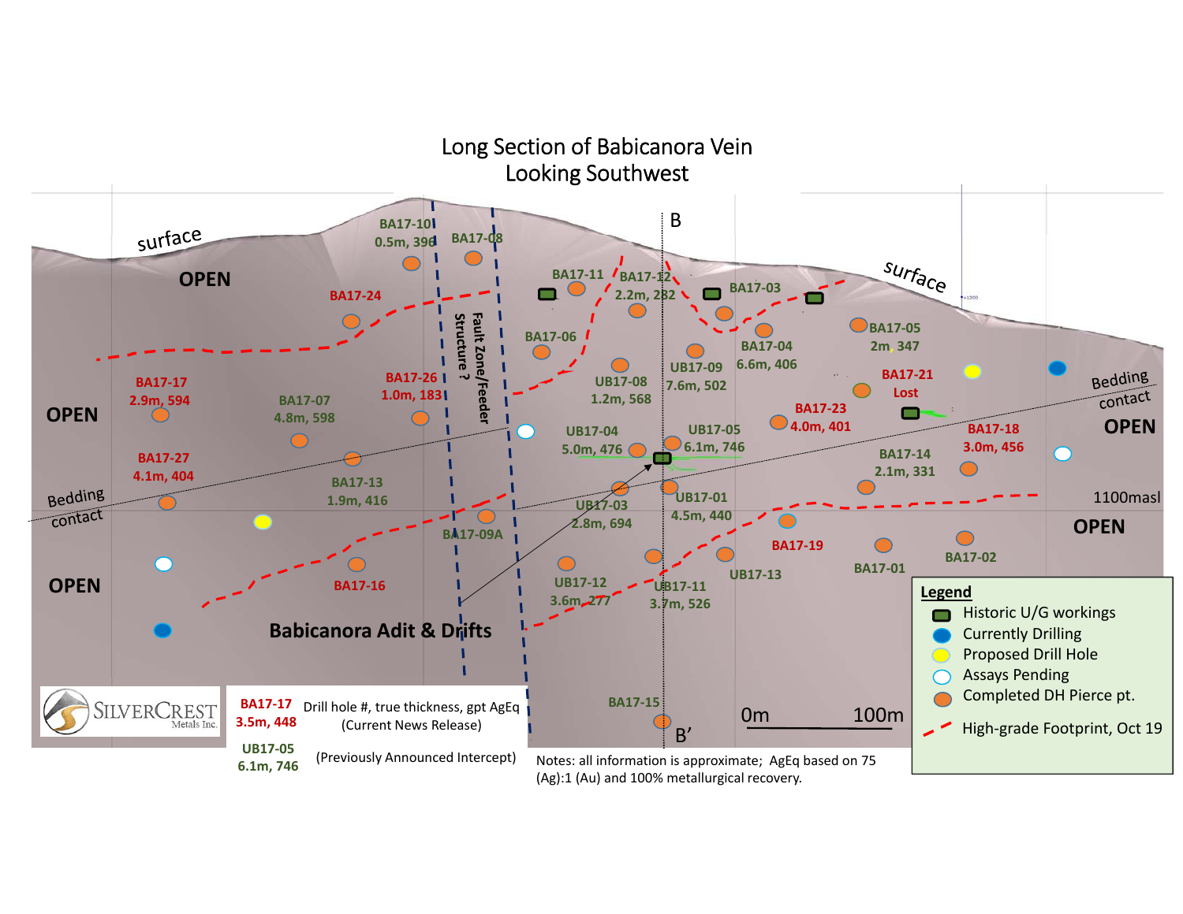# Long Section of Babicanora Vein
## Looking Southwest

surface

OPEN

BA17-101
0.5m, 396

BA17-08

BA17-24

BA17-11

BA17-12
2.2m, 282

BA17-03

surface

BA17-06

BA17-04
6.6m, 406

BA17-05
2m, 347

UB17-08
1.2m, 568

UB17-09
7.6m, 502

BA17-21
Lost

BA17-17
2.9m, 594

BA17-07
4.8m, 598

BA17-26
1.0m, 183

Fault Zone/Feeder Structure ?

Bedding contact

OPEN

OPEN

UB17-04
5.0m, 476

UB17-05
6.1m, 746

BA17-23
4.0m, 401

BA17-18
3.0m, 456

BA17-27
4.1m, 404

BA17-13
1.9m, 416

BA17-14
2.1m, 331

Bedding contact

UB17-03
2.8m, 694

UB17-01
4.5m, 440

1100masl

BA17-09A

BA17-19

OPEN

BA17-01

BA17-02

OPEN

BA17-16

UB17-12
3.6m, 277

UB17-11
3.7m, 526

UB17-13

Babicanora Adit & Drifts

BA17-15

B

B'

0m 100m

SILVERCREST Metals Inc.

BA17-17
3.5m, 448 — Drill hole #, true thickness, gpt AgEq (Current News Release)

UB17-05
6.1m, 746 — (Previously Announced Intercept)

Notes: all information is approximate; AgEq based on 75 (Ag):1 (Au) and 100% metallurgical recovery.

**Legend**

- Historic U/G workings
- Currently Drilling
- Proposed Drill Hole
- Assays Pending
- Completed DH Pierce pt.
- High-grade Footprint, Oct 19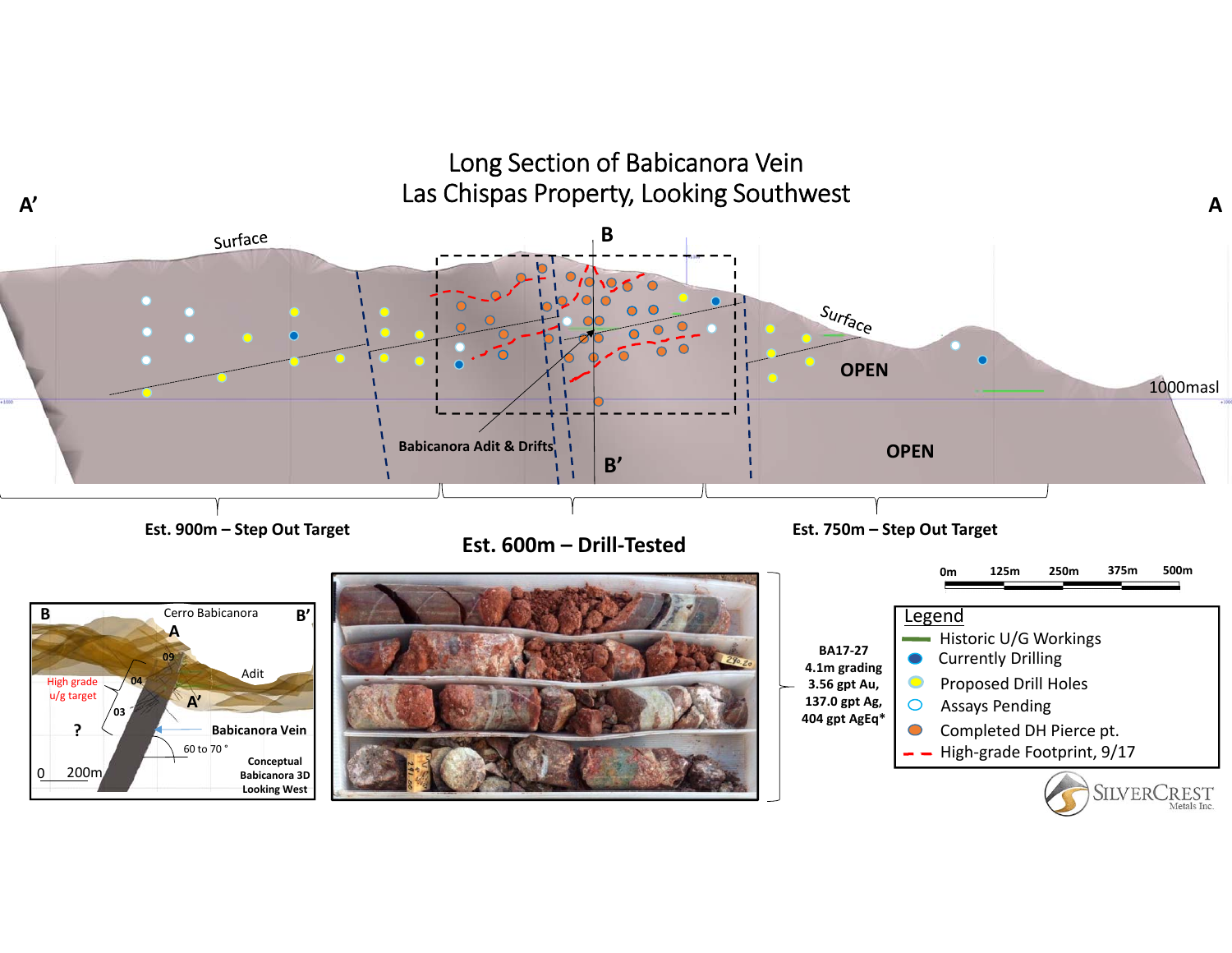# Long Section of Babicanora Vein
## Las Chispas Property, Looking Southwest

A' — A

Surface

B — B'

OPEN

OPEN

1000masl

Babicanora Adit & Drifts

**Est. 900m – Step Out Target**

**Est. 600m – Drill-Tested**

**Est. 750m – Step Out Target**

0m 125m 250m 375m 500m

**Legend**

- Historic U/G Workings
- Currently Drilling
- Proposed Drill Holes
- Assays Pending
- Completed DH Pierce pt.
- High-grade Footprint, 9/17

B — B'

Cerro Babicanora

A

09

04

03

High grade u/g target

?

Adit

A'

Babicanora Vein

60 to 70 °

0 200m

**Conceptual Babicanora 3D Looking West**

**BA17-27**
**4.1m grading**
**3.56 gpt Au,**
**137.0 gpt Ag,**
**404 gpt AgEq***

SILVERCREST Metals Inc.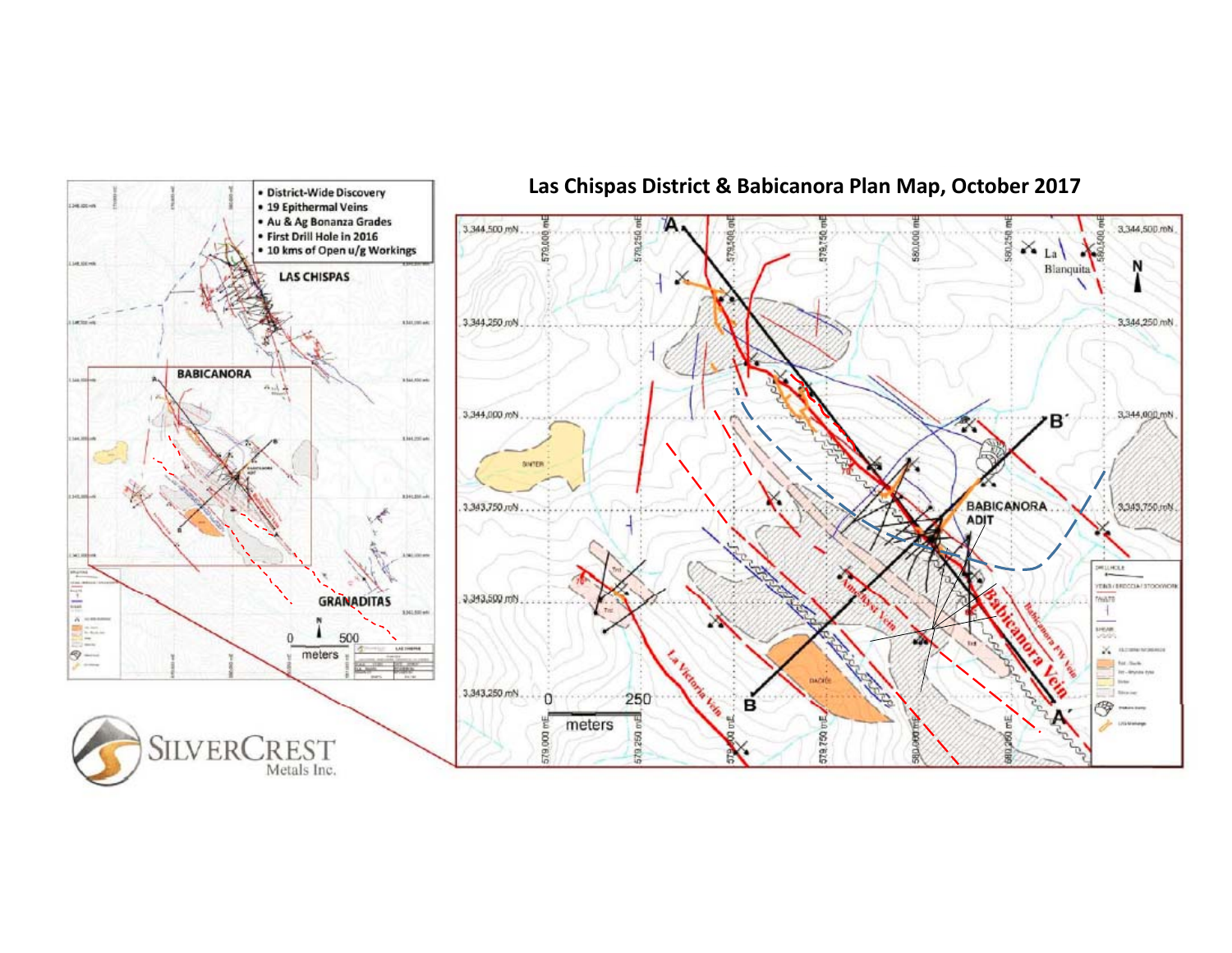## Las Chispas District & Babicanora Plan Map, October 2017

- District-Wide Discovery
- 19 Epithermal Veins
- Au & Ag Bonanza Grades
- First Drill Hole in 2016
- 10 kms of Open u/g Workings

LAS CHISPAS

BABICANORA

GRANADITAS

0 500
meters

A
A'
B
B'

BABICANORA ADIT

La Blanquita

Babicanora Vein

Babicanora FW Vein

Amethyst Vein

La Victoria Vein

SINTER

DACITE

0 250
meters

3,344,500 mN
3,344,250 mN
3,344,000 mN
3,343,750 mN
3,343,500 mN
3,343,250 mN

579,000 mE
579,250 mE
579,500 mE
579,750 mE
580,000 mE
580,250 mE
580,500 mE

N

SILVERCREST Metals Inc.